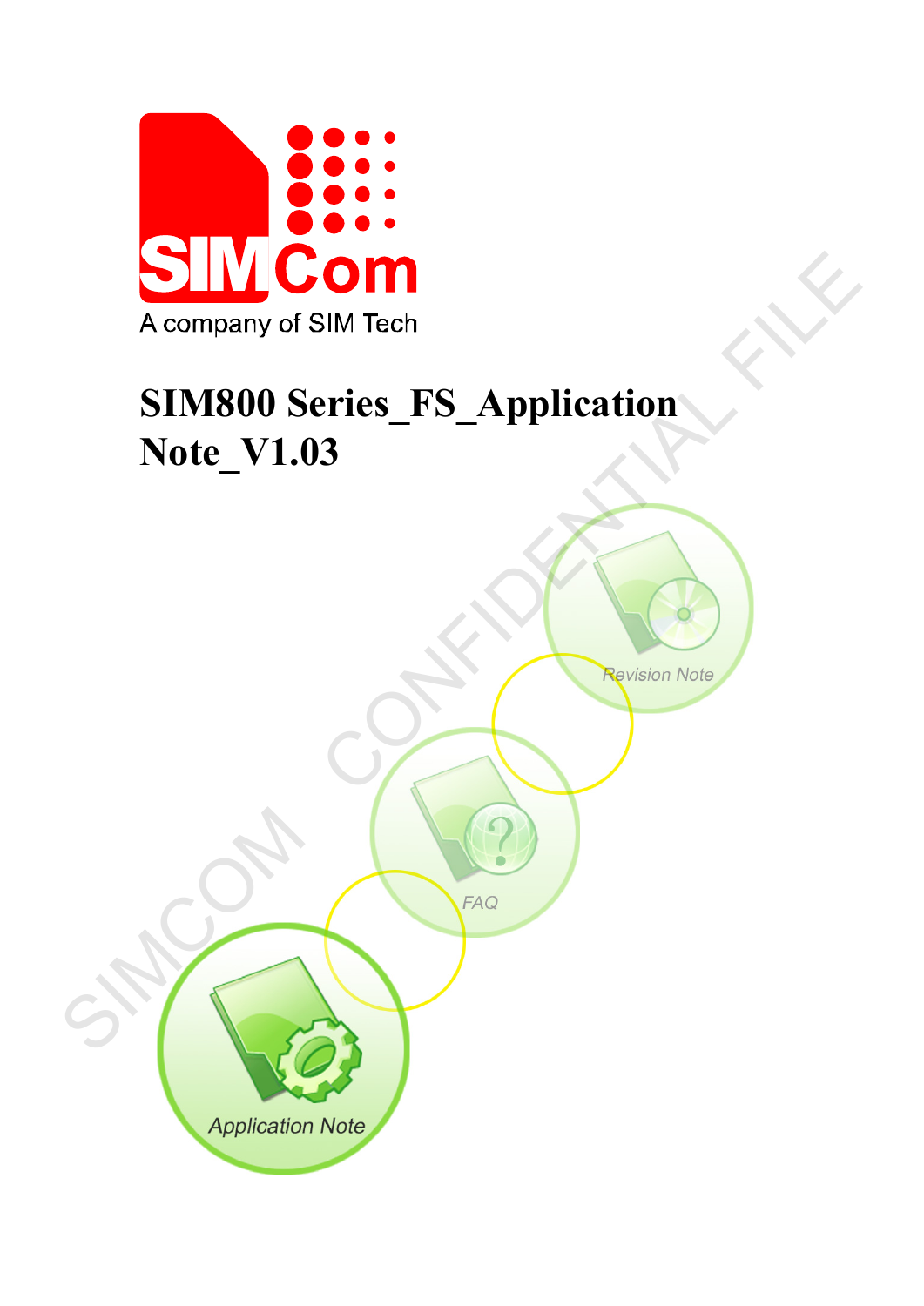# SIM800 Series_FS_Application Note_V1.03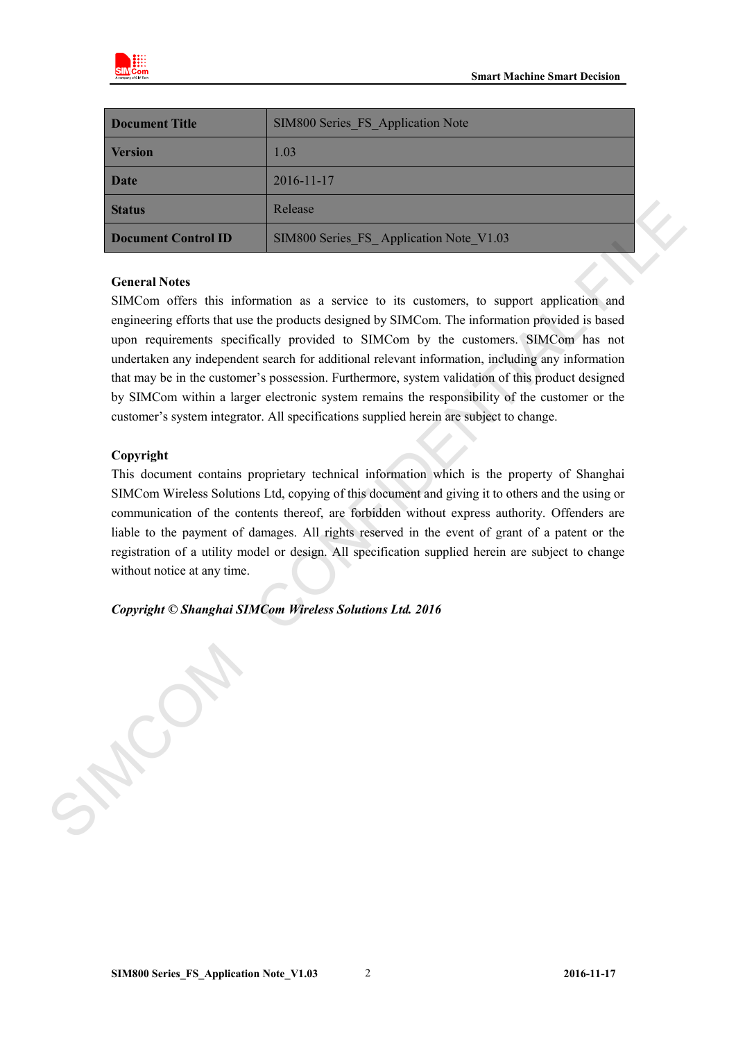| Document Title | SIM800 Series_FS_Application Note |
|---|---|
| Version | 1.03 |
| Date | 2016-11-17 |
| Status | Release |
| Document Control ID | SIM800 Series_FS_ Application Note_V1.03 |

**General Notes**

SIMCom offers this information as a service to its customers, to support application and engineering efforts that use the products designed by SIMCom. The information provided is based upon requirements specifically provided to SIMCom by the customers. SIMCom has not undertaken any independent search for additional relevant information, including any information that may be in the customer's possession. Furthermore, system validation of this product designed by SIMCom within a larger electronic system remains the responsibility of the customer or the customer's system integrator. All specifications supplied herein are subject to change.

**Copyright**

This document contains proprietary technical information which is the property of Shanghai SIMCom Wireless Solutions Ltd, copying of this document and giving it to others and the using or communication of the contents thereof, are forbidden without express authority. Offenders are liable to the payment of damages. All rights reserved in the event of grant of a patent or the registration of a utility model or design. All specification supplied herein are subject to change without notice at any time.

***Copyright © Shanghai SIMCom Wireless Solutions Ltd. 2016***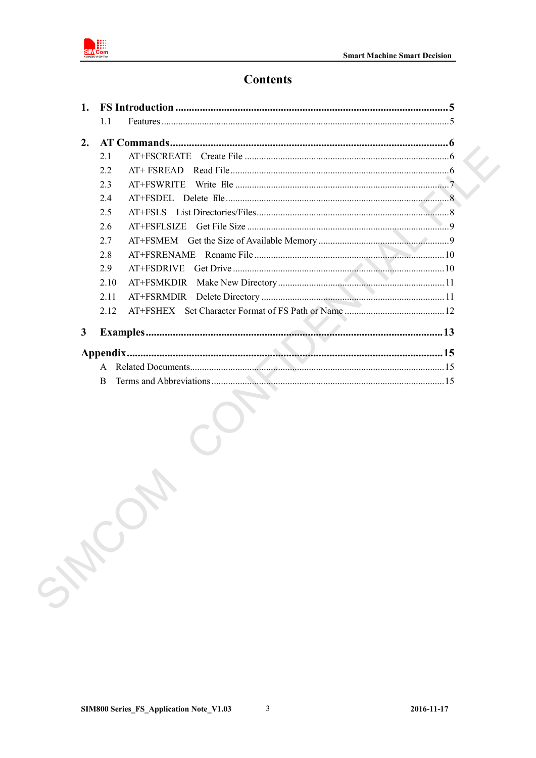# Contents

**1. FS Introduction** .......... **5**

- 1.1 Features .......... 5

**2. AT Commands** .......... **6**

- 2.1 AT+FSCREATE Create File .......... 6
- 2.2 AT+ FSREAD Read File .......... 6
- 2.3 AT+FSWRITE Write File .......... 7
- 2.4 AT+FSDEL Delete File .......... 8
- 2.5 AT+FSLS List Directories/Files .......... 8
- 2.6 AT+FSFLSIZE Get File Size .......... 9
- 2.7 AT+FSMEM Get the Size of Available Memory .......... 9
- 2.8 AT+FSRENAME Rename File .......... 10
- 2.9 AT+FSDRIVE Get Drive .......... 10
- 2.10 AT+FSMKDIR Make New Directory .......... 11
- 2.11 AT+FSRMDIR Delete Directory .......... 11
- 2.12 AT+FSHEX Set Character Format of FS Path or Name .......... 12

**3 Examples** .......... **13**

**Appendix** .......... **15**

- A Related Documents .......... 15
- B Terms and Abbreviations .......... 15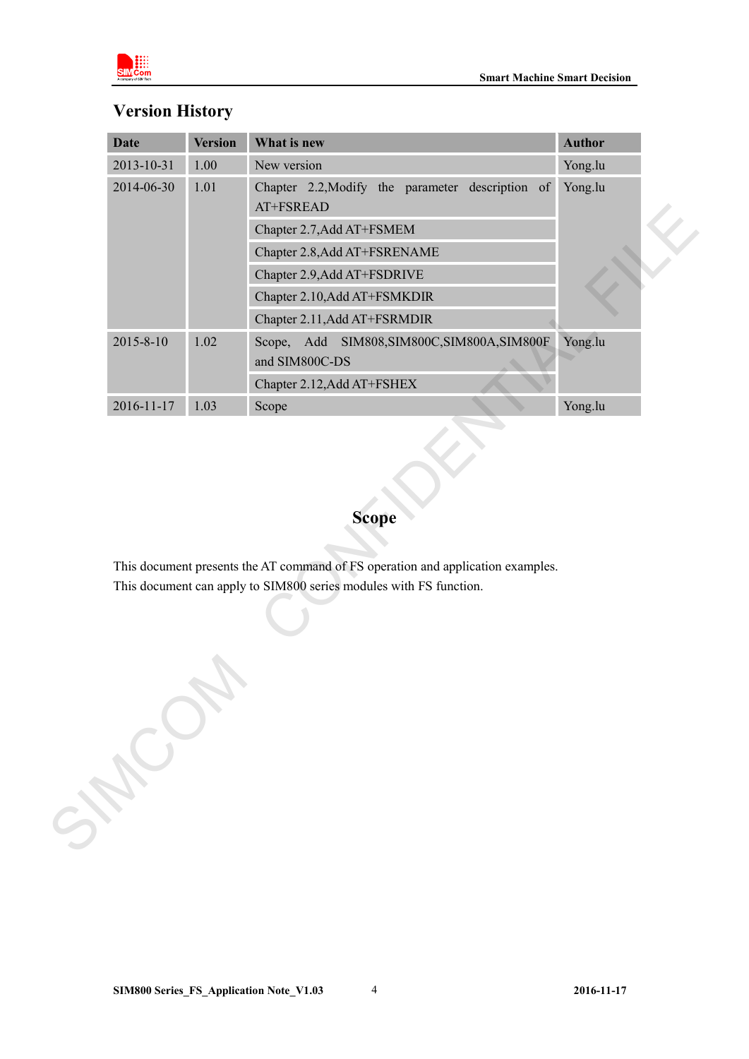## Version History

| Date | Version | What is new | Author |
|---|---|---|---|
| 2013-10-31 | 1.00 | New version | Yong.lu |
| 2014-06-30 | 1.01 | Chapter 2.2,Modify the parameter description of AT+FSREAD | Yong.lu |
| | | Chapter 2.7,Add AT+FSMEM | |
| | | Chapter 2.8,Add AT+FSRENAME | |
| | | Chapter 2.9,Add AT+FSDRIVE | |
| | | Chapter 2.10,Add AT+FSMKDIR | |
| | | Chapter 2.11,Add AT+FSRMDIR | |
| 2015-8-10 | 1.02 | Scope, Add SIM808,SIM800C,SIM800A,SIM800F and SIM800C-DS | Yong.lu |
| | | Chapter 2.12,Add AT+FSHEX | |
| 2016-11-17 | 1.03 | Scope | Yong.lu |

## Scope

This document presents the AT command of FS operation and application examples.
This document can apply to SIM800 series modules with FS function.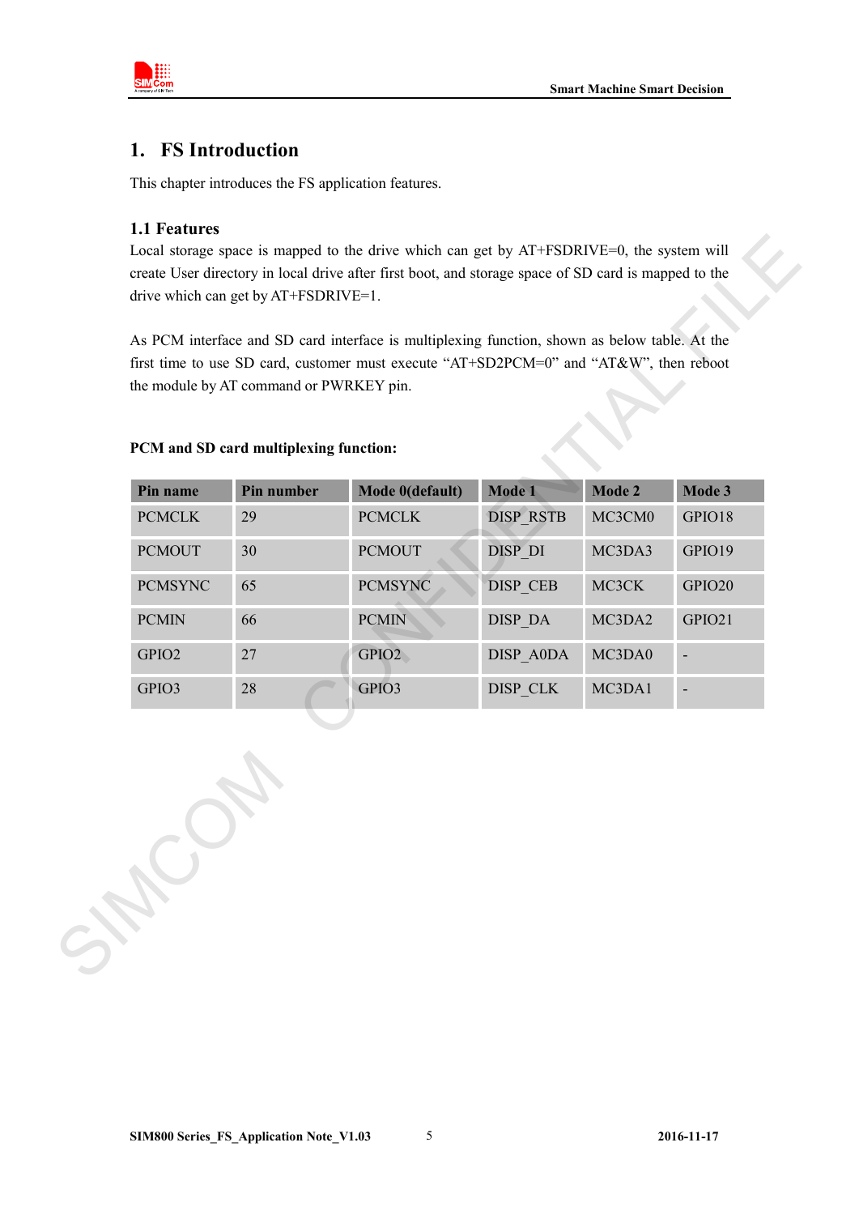# 1. FS Introduction

This chapter introduces the FS application features.

## 1.1 Features

Local storage space is mapped to the drive which can get by AT+FSDRIVE=0, the system will create User directory in local drive after first boot, and storage space of SD card is mapped to the drive which can get by AT+FSDRIVE=1.

As PCM interface and SD card interface is multiplexing function, shown as below table. At the first time to use SD card, customer must execute "AT+SD2PCM=0" and "AT&W", then reboot the module by AT command or PWRKEY pin.

**PCM and SD card multiplexing function:**

| Pin name | Pin number | Mode 0(default) | Mode 1 | Mode 2 | Mode 3 |
|---|---|---|---|---|---|
| PCMCLK | 29 | PCMCLK | DISP_RSTB | MC3CM0 | GPIO18 |
| PCMOUT | 30 | PCMOUT | DISP_DI | MC3DA3 | GPIO19 |
| PCMSYNC | 65 | PCMSYNC | DISP_CEB | MC3CK | GPIO20 |
| PCMIN | 66 | PCMIN | DISP_DA | MC3DA2 | GPIO21 |
| GPIO2 | 27 | GPIO2 | DISP_A0DA | MC3DA0 | - |
| GPIO3 | 28 | GPIO3 | DISP_CLK | MC3DA1 | - |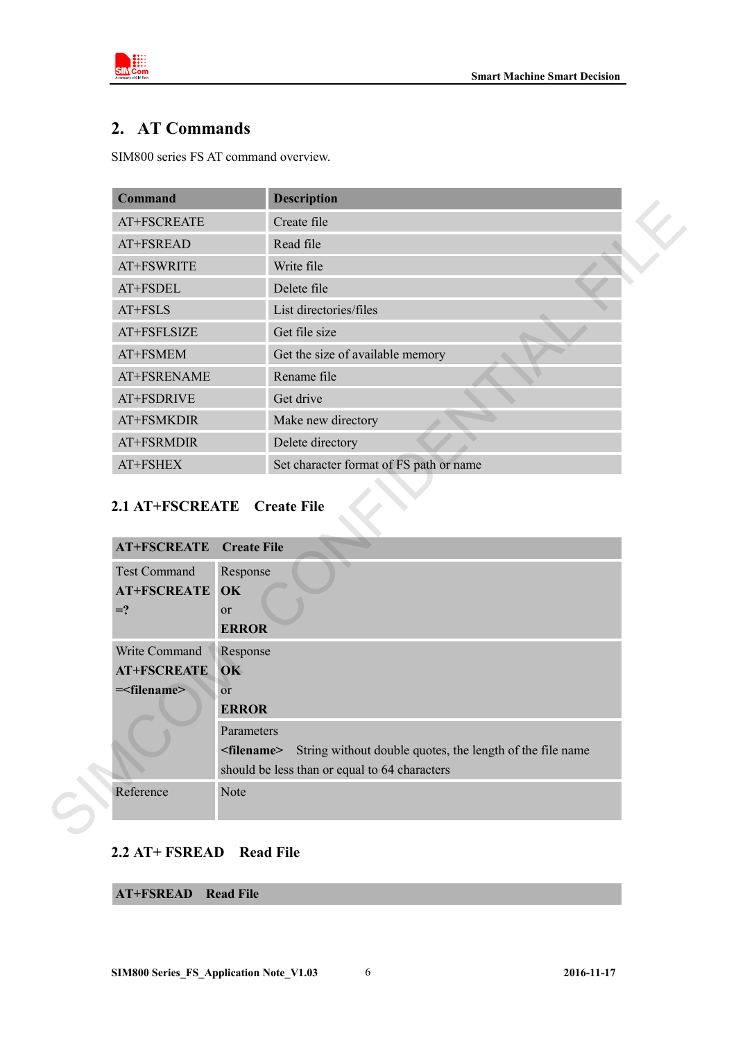# 2. AT Commands

SIM800 series FS AT command overview.

| Command | Description |
|---|---|
| AT+FSCREATE | Create file |
| AT+FSREAD | Read file |
| AT+FSWRITE | Write file |
| AT+FSDEL | Delete file |
| AT+FSLS | List directories/files |
| AT+FSFLSIZE | Get file size |
| AT+FSMEM | Get the size of available memory |
| AT+FSRENAME | Rename file |
| AT+FSDRIVE | Get drive |
| AT+FSMKDIR | Make new directory |
| AT+FSRMDIR | Delete directory |
| AT+FSHEX | Set character format of FS path or name |

## 2.1 AT+FSCREATE Create File

| **AT+FSCREATE** | **Create File** |
|---|---|
| Test Command<br>**AT+FSCREATE=?** | Response<br>**OK**<br>or<br>**ERROR** |
| Write Command<br>**AT+FSCREATE=<filename>** | Response<br>**OK**<br>or<br>**ERROR** |
| | Parameters<br>**<filename>** String without double quotes, the length of the file name should be less than or equal to 64 characters |
| Reference | Note |

## 2.2 AT+ FSREAD Read File

| **AT+FSREAD** | **Read File** |
|---|---|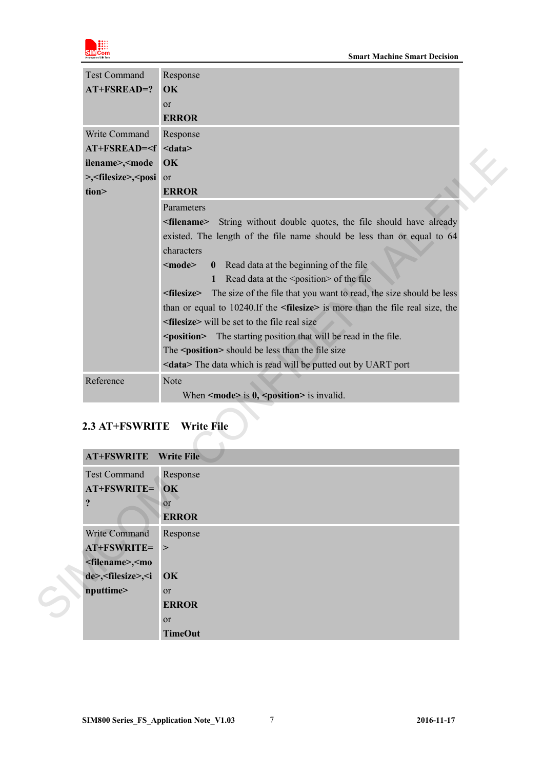| Test Command<br>**AT+FSREAD=?** | Response<br>**OK**<br>or<br>**ERROR** |
|---|---|
| Write Command<br>**AT+FSREAD=<filename>,<mode>,<filesize>,<position>** | Response<br>**<data>**<br>**OK**<br>or<br>**ERROR** |
| | Parameters<br>**<filename>** String without double quotes, the file should have already existed. The length of the file name should be less than or equal to 64 characters<br>**<mode>** **0** Read data at the beginning of the file<br>**1** Read data at the <position> of the file<br>**<filesize>** The size of the file that you want to read, the size should be less than or equal to 10240.If the **<filesize>** is more than the file real size, the **<filesize>** will be set to the file real size<br>**<position>** The starting position that will be read in the file.<br>The **<position>** should be less than the file size<br>**<data>** The data which is read will be putted out by UART port |
| Reference | Note<br>When **<mode>** is **0, <position>** is invalid. |

## 2.3 AT+FSWRITE Write File

| **AT+FSWRITE Write File** | |
|---|---|
| Test Command<br>**AT+FSWRITE=?** | Response<br>**OK**<br>or<br>**ERROR** |
| Write Command<br>**AT+FSWRITE=<filename>,<mode>,<filesize>,<inputtime>** | Response<br>**>**<br><br>**OK**<br>or<br>**ERROR**<br>or<br>**TimeOut** |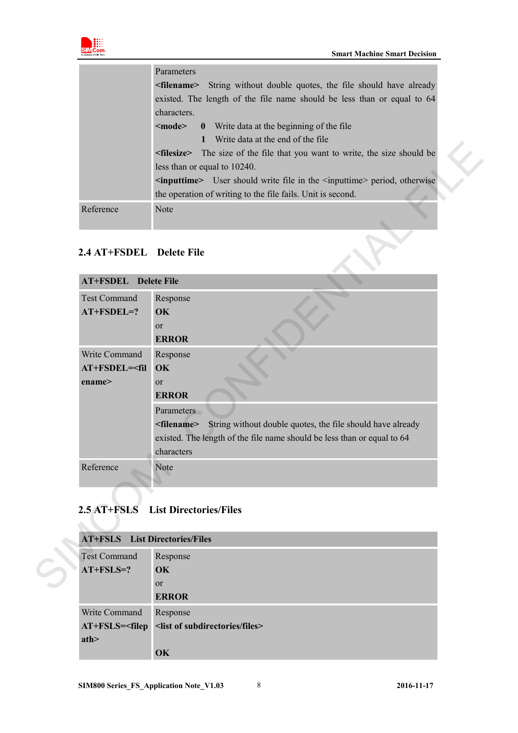| | |
|---|---|
| | Parameters<br>**<filename>** String without double quotes, the file should have already existed. The length of the file name should be less than or equal to 64 characters.<br>**<mode>** **0** Write data at the beginning of the file<br>**1** Write data at the end of the file<br>**<filesize>** The size of the file that you want to write, the size should be less than or equal to 10240.<br>**<inputtime>** User should write file in the <inputtime> period, otherwise the operation of writing to the file fails. Unit is second. |
| Reference | Note |

## 2.4 AT+FSDEL Delete File

| **AT+FSDEL Delete File** | |
|---|---|
| Test Command<br>**AT+FSDEL=?** | Response<br>**OK**<br>or<br>**ERROR** |
| Write Command<br>**AT+FSDEL=<filename>** | Response<br>**OK**<br>or<br>**ERROR** |
| | Parameters<br>**<filename>** String without double quotes, the file should have already existed. The length of the file name should be less than or equal to 64 characters |
| Reference | Note |

## 2.5 AT+FSLS List Directories/Files

| **AT+FSLS List Directories/Files** | |
|---|---|
| Test Command<br>**AT+FSLS=?** | Response<br>**OK**<br>or<br>**ERROR** |
| Write Command<br>**AT+FSLS=<filepath>** | Response<br>**<list of subdirectories/files>**<br><br>**OK** |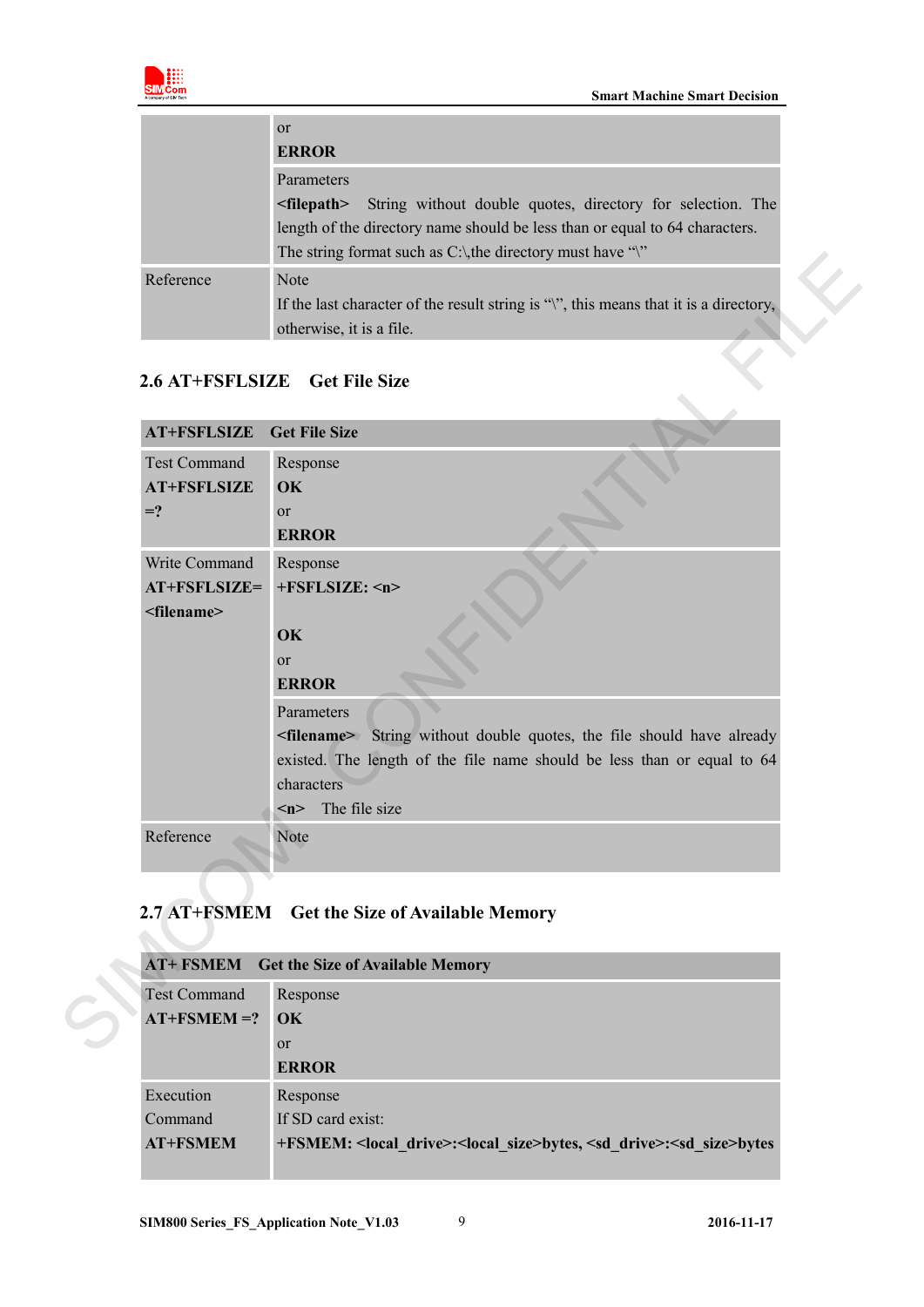| | or<br>**ERROR** |
|---|---|
| | Parameters<br>**<filepath>** String without double quotes, directory for selection. The length of the directory name should be less than or equal to 64 characters. The string format such as C:\,the directory must have "\" |
| Reference | Note<br>If the last character of the result string is "\", this means that it is a directory, otherwise, it is a file. |

## 2.6 AT+FSFLSIZE Get File Size

| **AT+FSFLSIZE** | **Get File Size** |
|---|---|
| Test Command<br>**AT+FSFLSIZE =?** | Response<br>**OK**<br>or<br>**ERROR** |
| Write Command<br>**AT+FSFLSIZE= <filename>** | Response<br>**+FSFLSIZE: <n>**<br><br>**OK**<br>or<br>**ERROR** |
| | Parameters<br>**<filename>** String without double quotes, the file should have already existed. The length of the file name should be less than or equal to 64 characters<br>**<n>** The file size |
| Reference | Note |

## 2.7 AT+FSMEM Get the Size of Available Memory

| **AT+ FSMEM** | **Get the Size of Available Memory** |
|---|---|
| Test Command<br>**AT+FSMEM =?** | Response<br>**OK**<br>or<br>**ERROR** |
| Execution Command<br>**AT+FSMEM** | Response<br>If SD card exist:<br>**+FSMEM: <local_drive>:<local_size>bytes, <sd_drive>:<sd_size>bytes** |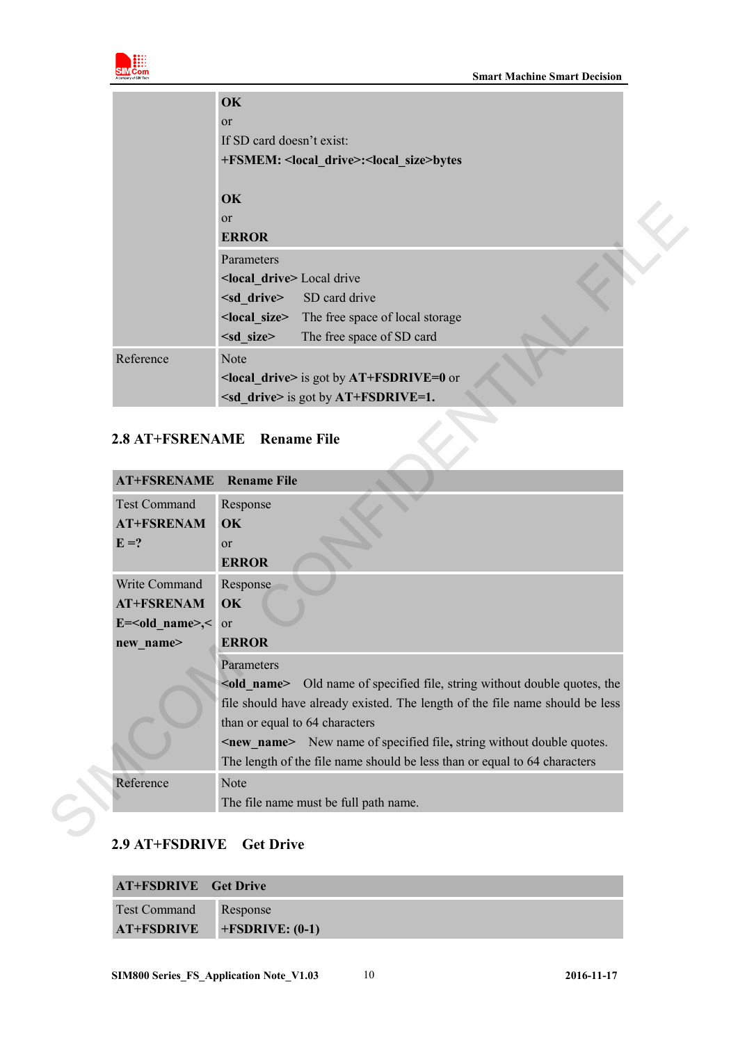| | |
|---|---|
| | **OK**<br>or<br>If SD card doesn't exist:<br>**+FSMEM: <local_drive>:<local_size>bytes**<br><br>**OK**<br>or<br>**ERROR** |
| | Parameters<br>**<local_drive>** Local drive<br>**<sd_drive>** SD card drive<br>**<local_size>** The free space of local storage<br>**<sd_size>** The free space of SD card |
| Reference | Note<br>**<local_drive>** is got by **AT+FSDRIVE=0** or<br>**<sd_drive>** is got by **AT+FSDRIVE=1.** |

## 2.8 AT+FSRENAME Rename File

| **AT+FSRENAME** | **Rename File** |
|---|---|
| Test Command<br>**AT+FSRENAME =?** | Response<br>**OK**<br>or<br>**ERROR** |
| Write Command<br>**AT+FSRENAME=<old_name>,<new_name>** | Response<br>**OK**<br>or<br>**ERROR** |
| | Parameters<br>**<old_name>** Old name of specified file, string without double quotes, the file should have already existed. The length of the file name should be less than or equal to 64 characters<br>**<new_name>** New name of specified file**,** string without double quotes. The length of the file name should be less than or equal to 64 characters |
| Reference | Note<br>The file name must be full path name. |

## 2.9 AT+FSDRIVE Get Drive

| **AT+FSDRIVE** | **Get Drive** |
|---|---|
| Test Command<br>**AT+FSDRIVE** | Response<br>**+FSDRIVE: (0-1)** |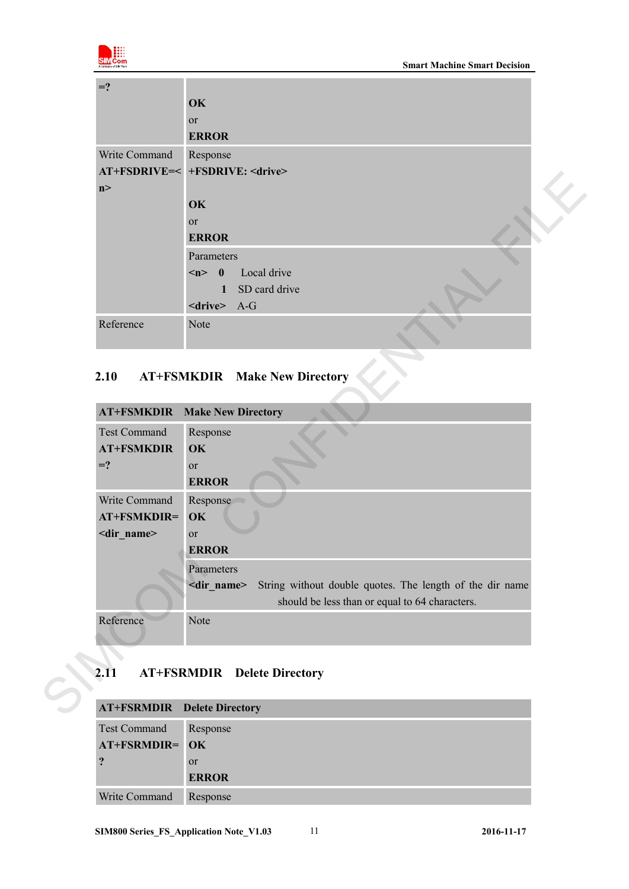| | |
|---|---|
| =? | **OK**<br>or<br>**ERROR** |
| Write Command<br>**AT+FSDRIVE=<n>** | Response<br>**+FSDRIVE: <drive>**<br><br>**OK**<br>or<br>**ERROR** |
| | Parameters<br>**<n>** **0** Local drive<br>**1** SD card drive<br>**<drive>** A-G |
| Reference | Note |

## 2.10 AT+FSMKDIR Make New Directory

| **AT+FSMKDIR** | **Make New Directory** |
|---|---|
| Test Command<br>**AT+FSMKDIR=?** | Response<br>**OK**<br>or<br>**ERROR** |
| Write Command<br>**AT+FSMKDIR=<dir_name>** | Response<br>**OK**<br>or<br>**ERROR** |
| | Parameters<br>**<dir_name>** String without double quotes. The length of the dir name should be less than or equal to 64 characters. |
| Reference | Note |

## 2.11 AT+FSRMDIR Delete Directory

| **AT+FSRMDIR** | **Delete Directory** |
|---|---|
| Test Command<br>**AT+FSRMDIR=?** | Response<br>**OK**<br>or<br>**ERROR** |
| Write Command | Response |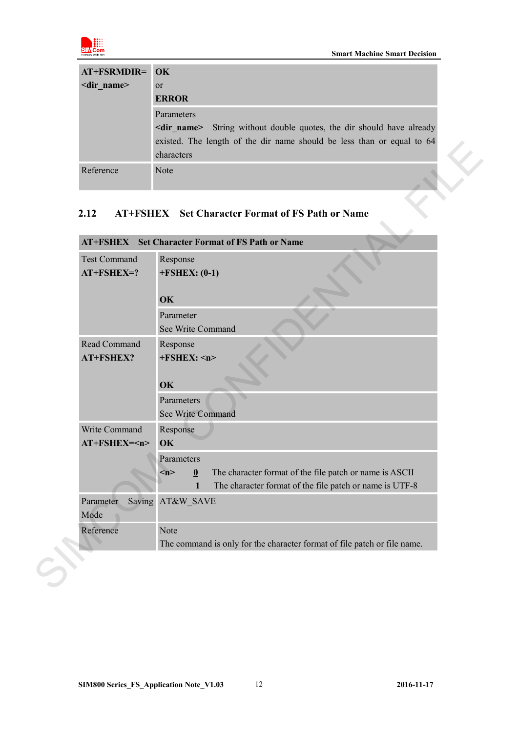| AT+FSRMDIR=<dir_name> | OK<br>or<br>**ERROR** |
|---|---|
| | Parameters<br>**<dir_name>** String without double quotes, the dir should have already existed. The length of the dir name should be less than or equal to 64 characters |
| Reference | Note |

## 2.12 AT+FSHEX Set Character Format of FS Path or Name

| **AT+FSHEX Set Character Format of FS Path or Name** | |
|---|---|
| Test Command<br>**AT+FSHEX=?** | Response<br>**+FSHEX: (0-1)**<br><br>**OK** |
| | Parameter<br>See Write Command |
| Read Command<br>**AT+FSHEX?** | Response<br>**+FSHEX: <n>**<br><br>**OK** |
| | Parameters<br>See Write Command |
| Write Command<br>**AT+FSHEX=<n>** | Response<br>**OK** |
| | Parameters<br>**<n>** **0** The character format of the file patch or name is ASCII<br>**1** The character format of the file patch or name is UTF-8 |
| Parameter Saving Mode | AT&W_SAVE |
| Reference | Note<br>The command is only for the character format of file patch or file name. |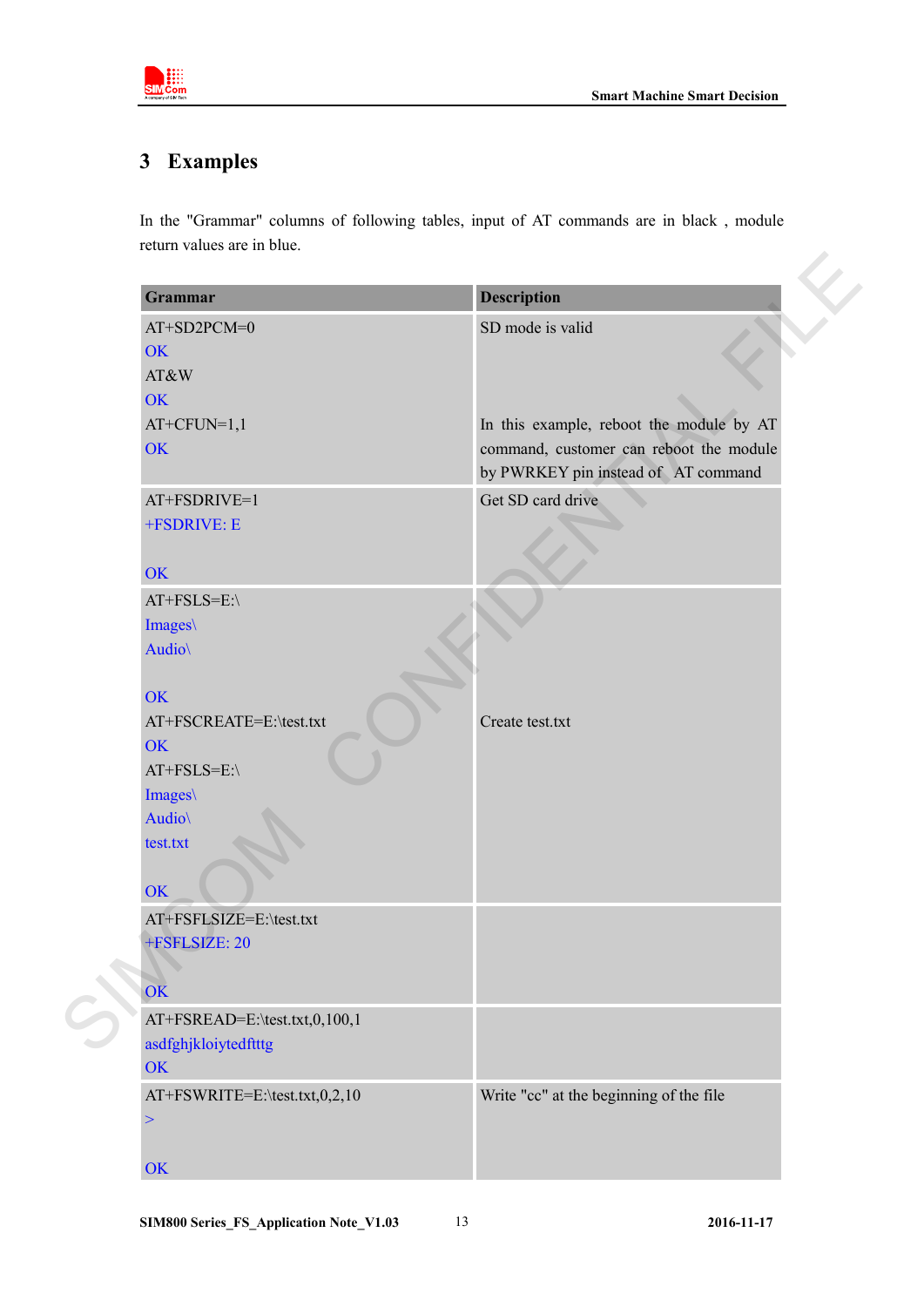# 3 Examples

In the "Grammar" columns of following tables, input of AT commands are in black , module return values are in blue.

| Grammar | Description |
|---|---|
| AT+SD2PCM=0<br>OK<br>AT&W<br>OK<br>AT+CFUN=1,1<br>OK | SD mode is valid<br><br><br><br>In this example, reboot the module by AT command, customer can reboot the module by PWRKEY pin instead of AT command |
| AT+FSDRIVE=1<br>+FSDRIVE: E<br><br>OK | Get SD card drive |
| AT+FSLS=E:\<br>Images\<br>Audio\<br><br>OK<br>AT+FSCREATE=E:\test.txt<br>OK<br>AT+FSLS=E:\<br>Images\<br>Audio\<br>test.txt<br><br>OK | <br><br><br><br><br>Create test.txt |
| AT+FSFLSIZE=E:\test.txt<br>+FSFLSIZE: 20<br><br>OK | |
| AT+FSREAD=E:\test.txt,0,100,1<br>asdfghjkloiytedftttg<br>OK | |
| AT+FSWRITE=E:\test.txt,0,2,10<br>><br><br>OK | Write "cc" at the beginning of the file |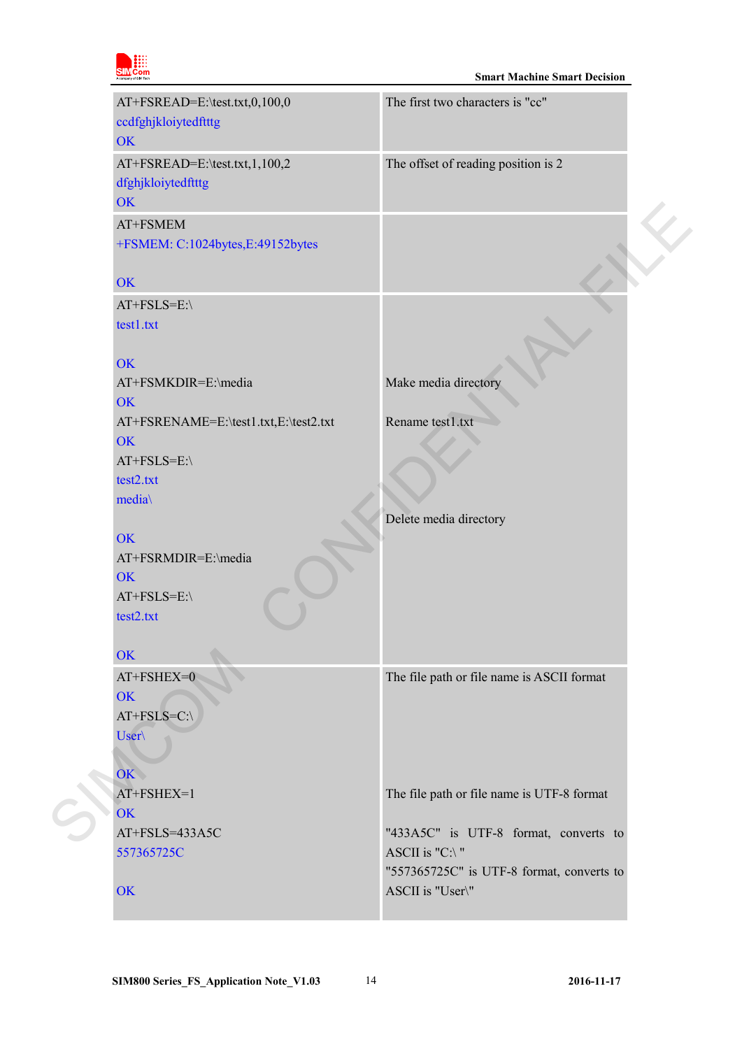| | |
|---|---|
| AT+FSREAD=E:\test.txt,0,100,0<br>ccdfghjkloiytedftttg<br>OK | The first two characters is "cc" |
| AT+FSREAD=E:\test.txt,1,100,2<br>dfghjkloiytedftttg<br>OK | The offset of reading position is 2 |
| AT+FSMEM<br>+FSMEM: C:1024bytes,E:49152bytes<br><br>OK | |
| AT+FSLS=E:\<br>test1.txt<br><br>OK<br>AT+FSMKDIR=E:\media<br>OK<br>AT+FSRENAME=E:\test1.txt,E:\test2.txt<br>OK<br>AT+FSLS=E:\<br>test2.txt<br>media\<br><br>OK<br>AT+FSRMDIR=E:\media<br>OK<br>AT+FSLS=E:\<br>test2.txt<br><br>OK | <br><br><br><br>Make media directory<br><br>Rename test1.txt<br><br><br><br><br>Delete media directory |
| AT+FSHEX=0<br>OK<br>AT+FSLS=C:\<br>User\<br><br>OK<br>AT+FSHEX=1<br>OK<br>AT+FSLS=433A5C<br>557365725C<br><br>OK | The file path or file name is ASCII format<br><br><br><br><br><br>The file path or file name is UTF-8 format<br><br>"433A5C" is UTF-8 format, converts to ASCII is "C:\ "<br>"557365725C" is UTF-8 format, converts to ASCII is "User\" |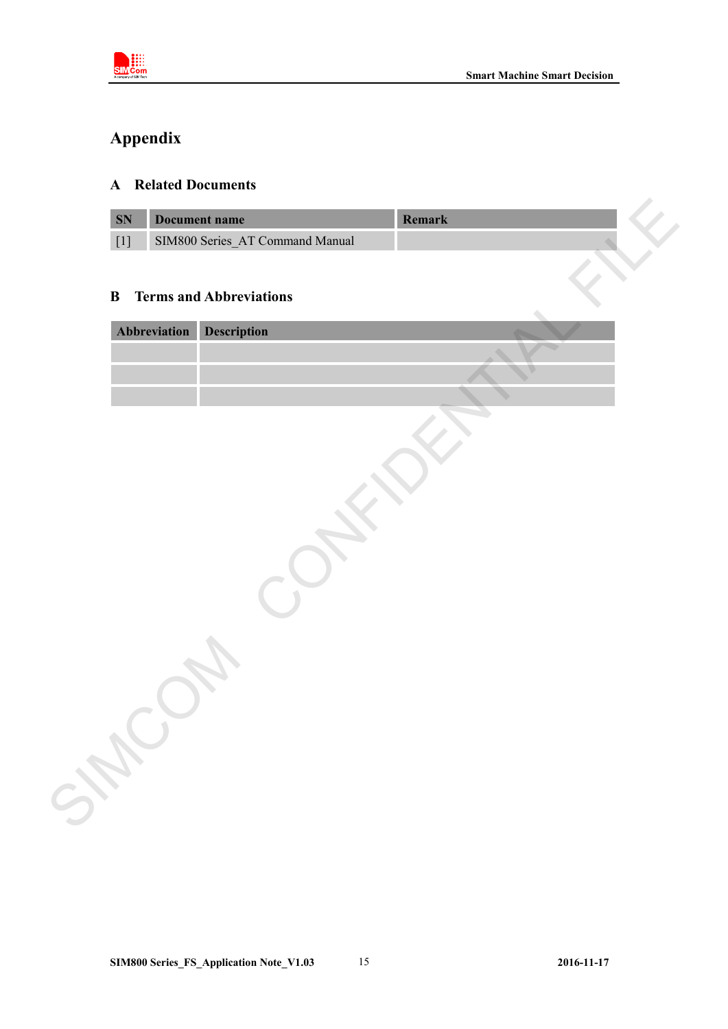# Appendix

## A Related Documents

| SN | Document name | Remark |
| --- | --- | --- |
| [1] | SIM800 Series_AT Command Manual | |

## B Terms and Abbreviations

| Abbreviation | Description |
| --- | --- |
| | |
| | |
| | |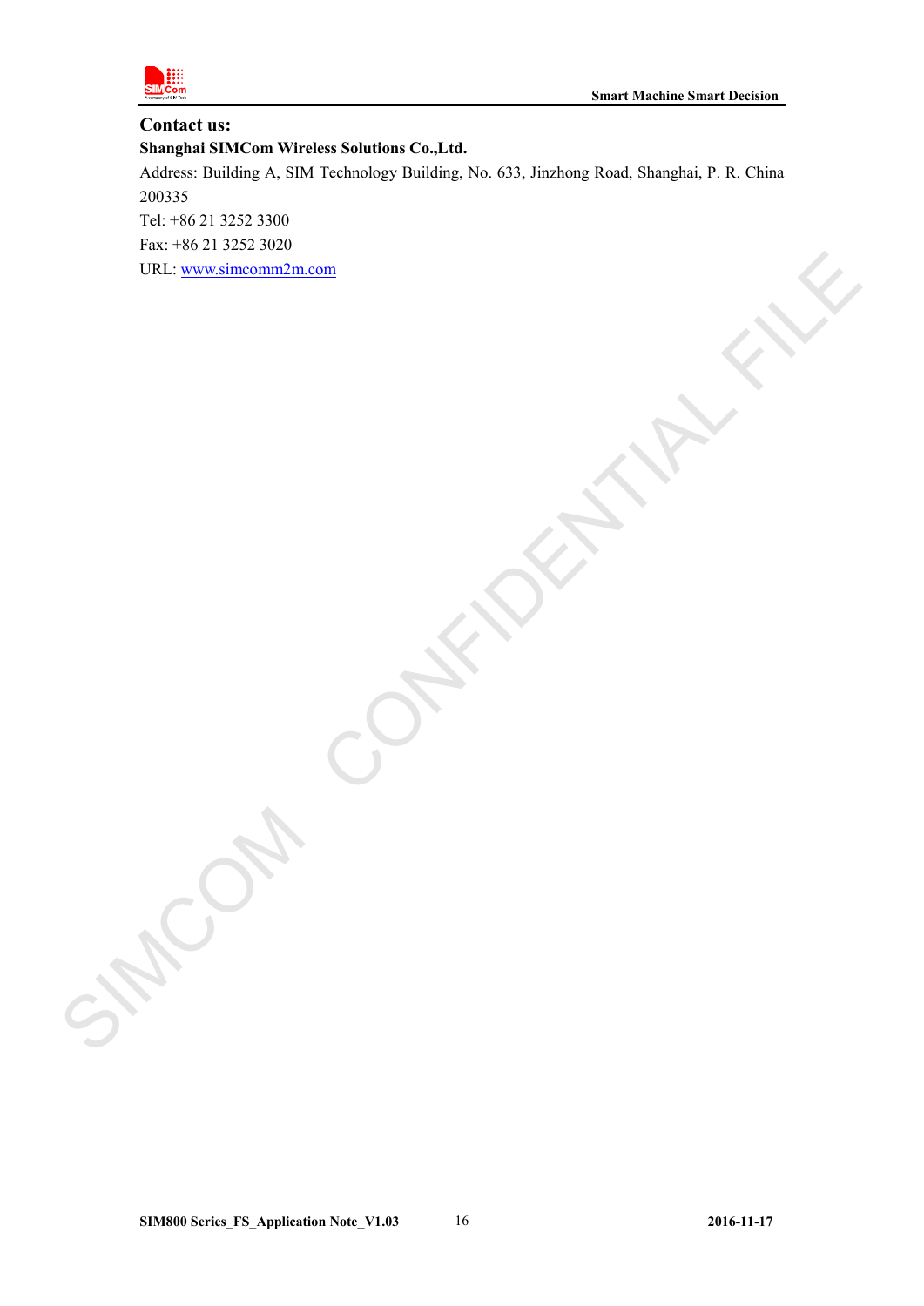**Contact us:**

**Shanghai SIMCom Wireless Solutions Co.,Ltd.**

Address: Building A, SIM Technology Building, No. 633, Jinzhong Road, Shanghai, P. R. China 200335

Tel: +86 21 3252 3300

Fax: +86 21 3252 3020

URL: www.simcomm2m.com